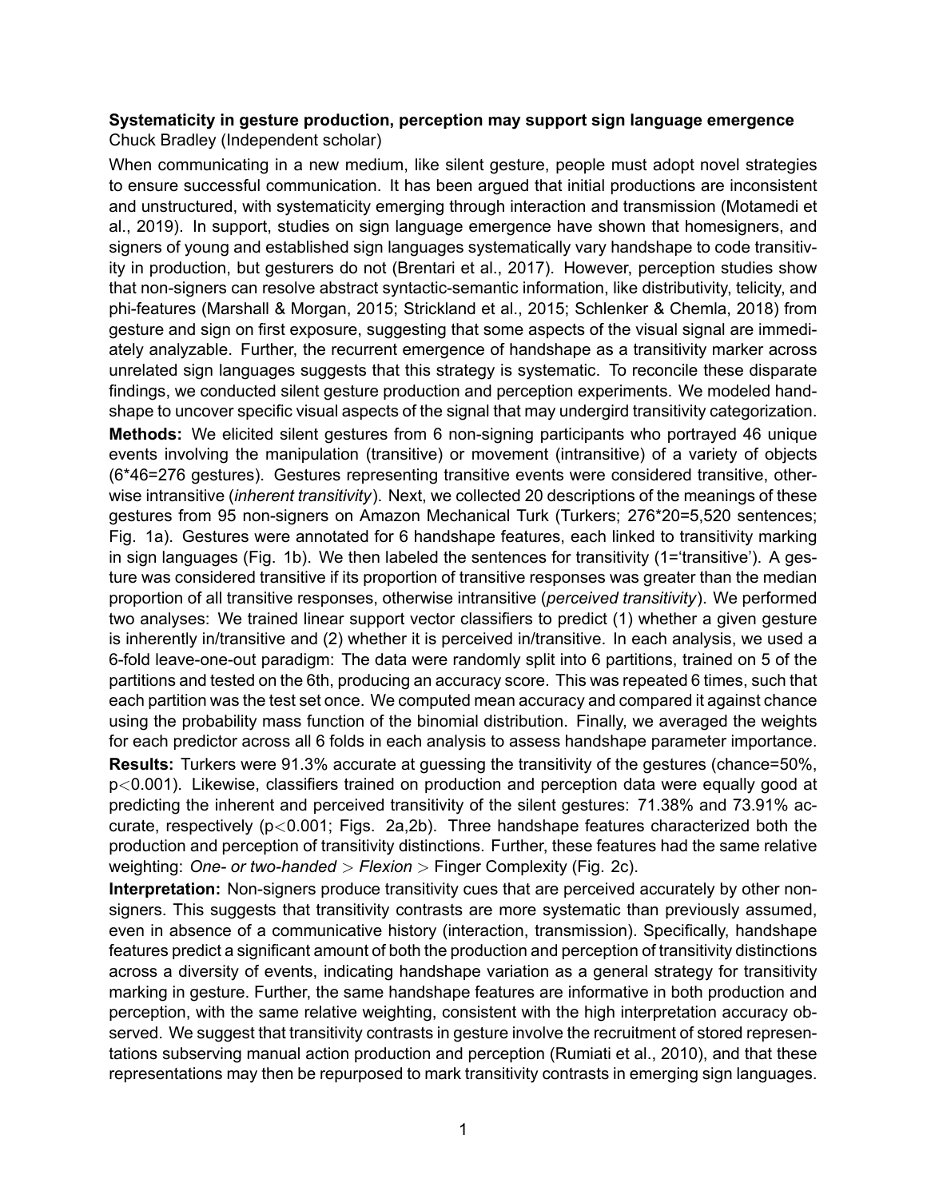**Systematicity in gesture production, perception may support sign language emergence**
Chuck Bradley (Independent scholar)

When communicating in a new medium, like silent gesture, people must adopt novel strategies to ensure successful communication. It has been argued that initial productions are inconsistent and unstructured, with systematicity emerging through interaction and transmission (Motamedi et al., 2019). In support, studies on sign language emergence have shown that homesigners, and signers of young and established sign languages systematically vary handshape to code transitivity in production, but gesturers do not (Brentari et al., 2017). However, perception studies show that non-signers can resolve abstract syntactic-semantic information, like distributivity, telicity, and phi-features (Marshall & Morgan, 2015; Strickland et al., 2015; Schlenker & Chemla, 2018) from gesture and sign on first exposure, suggesting that some aspects of the visual signal are immediately analyzable. Further, the recurrent emergence of handshape as a transitivity marker across unrelated sign languages suggests that this strategy is systematic. To reconcile these disparate findings, we conducted silent gesture production and perception experiments. We modeled handshape to uncover specific visual aspects of the signal that may undergird transitivity categorization.

**Methods:** We elicited silent gestures from 6 non-signing participants who portrayed 46 unique events involving the manipulation (transitive) or movement (intransitive) of a variety of objects (6*46=276 gestures). Gestures representing transitive events were considered transitive, otherwise intransitive (*inherent transitivity*). Next, we collected 20 descriptions of the meanings of these gestures from 95 non-signers on Amazon Mechanical Turk (Turkers; 276*20=5,520 sentences; Fig. 1a). Gestures were annotated for 6 handshape features, each linked to transitivity marking in sign languages (Fig. 1b). We then labeled the sentences for transitivity (1='transitive'). A gesture was considered transitive if its proportion of transitive responses was greater than the median proportion of all transitive responses, otherwise intransitive (*perceived transitivity*). We performed two analyses: We trained linear support vector classifiers to predict (1) whether a given gesture is inherently in/transitive and (2) whether it is perceived in/transitive. In each analysis, we used a 6-fold leave-one-out paradigm: The data were randomly split into 6 partitions, trained on 5 of the partitions and tested on the 6th, producing an accuracy score. This was repeated 6 times, such that each partition was the test set once. We computed mean accuracy and compared it against chance using the probability mass function of the binomial distribution. Finally, we averaged the weights for each predictor across all 6 folds in each analysis to assess handshape parameter importance.

**Results:** Turkers were 91.3% accurate at guessing the transitivity of the gestures (chance=50%, $p<0.001$). Likewise, classifiers trained on production and perception data were equally good at predicting the inherent and perceived transitivity of the silent gestures: 71.38% and 73.91% accurate, respectively ($p<0.001$; Figs. 2a,2b). Three handshape features characterized both the production and perception of transitivity distinctions. Further, these features had the same relative weighting: *One- or two-handed* > *Flexion* > Finger Complexity (Fig. 2c).

**Interpretation:** Non-signers produce transitivity cues that are perceived accurately by other non-signers. This suggests that transitivity contrasts are more systematic than previously assumed, even in absence of a communicative history (interaction, transmission). Specifically, handshape features predict a significant amount of both the production and perception of transitivity distinctions across a diversity of events, indicating handshape variation as a general strategy for transitivity marking in gesture. Further, the same handshape features are informative in both production and perception, with the same relative weighting, consistent with the high interpretation accuracy observed. We suggest that transitivity contrasts in gesture involve the recruitment of stored representations subserving manual action production and perception (Rumiati et al., 2010), and that these representations may then be repurposed to mark transitivity contrasts in emerging sign languages.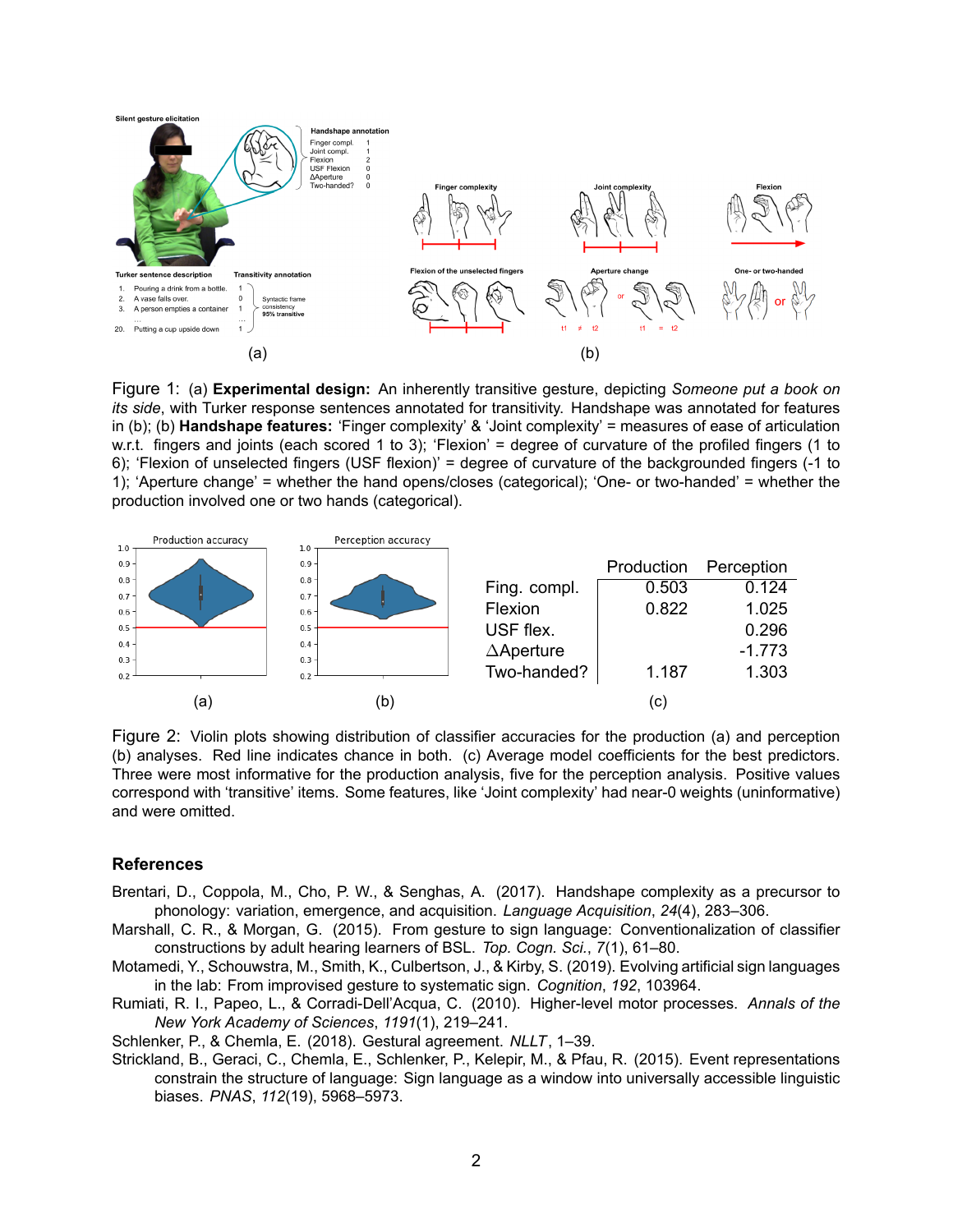Silent gesture elicitation

Handshape annotation

Finger compl. 1
Joint compl. 1
Flexion 2
USF Flexion 0
ΔAperture 0
Two-handed? 0

Turker sentence description

1. Pouring a drink from a bottle. 1
2. A vase falls over. 0
3. A person empties a container 1
...
20. Putting a cup upside down 1

Transitivity annotation

Syntactic frame consistency
95% transitive

(a)

Finger complexity

Joint complexity

Flexion

Flexion of the unselected fingers

Aperture change

t1 ≠ t2 or t1 = t2

One- or two-handed

or

(b)

Figure 1: (a) **Experimental design:** An inherently transitive gesture, depicting *Someone put a book on its side*, with Turker response sentences annotated for transitivity. Handshape was annotated for features in (b); (b) **Handshape features:** 'Finger complexity' & 'Joint complexity' = measures of ease of articulation w.r.t. fingers and joints (each scored 1 to 3); 'Flexion' = degree of curvature of the profiled fingers (1 to 6); 'Flexion of unselected fingers (USF flexion)' = degree of curvature of the backgrounded fingers (-1 to 1); 'Aperture change' = whether the hand opens/closes (categorical); 'One- or two-handed' = whether the production involved one or two hands (categorical).

Production accuracy

1.0
0.9
0.8
0.7
0.6
0.5
0.4
0.3
0.2

(a)

Perception accuracy

1.0
0.9
0.8
0.7
0.6
0.5
0.4
0.3
0.2

(b)

| | Production | Perception |
|---|---|---|
| Fing. compl. | 0.503 | 0.124 |
| Flexion | 0.822 | 1.025 |
| USF flex. | | 0.296 |
| ΔAperture | | -1.773 |
| Two-handed? | 1.187 | 1.303 |

(c)

Figure 2: Violin plots showing distribution of classifier accuracies for the production (a) and perception (b) analyses. Red line indicates chance in both. (c) Average model coefficients for the best predictors. Three were most informative for the production analysis, five for the perception analysis. Positive values correspond with 'transitive' items. Some features, like 'Joint complexity' had near-0 weights (uninformative) and were omitted.

## References

Brentari, D., Coppola, M., Cho, P. W., & Senghas, A. (2017). Handshape complexity as a precursor to phonology: variation, emergence, and acquisition. *Language Acquisition*, *24*(4), 283–306.

Marshall, C. R., & Morgan, G. (2015). From gesture to sign language: Conventionalization of classifier constructions by adult hearing learners of BSL. *Top. Cogn. Sci.*, *7*(1), 61–80.

Motamedi, Y., Schouwstra, M., Smith, K., Culbertson, J., & Kirby, S. (2019). Evolving artificial sign languages in the lab: From improvised gesture to systematic sign. *Cognition*, *192*, 103964.

Rumiati, R. I., Papeo, L., & Corradi-Dell'Acqua, C. (2010). Higher-level motor processes. *Annals of the New York Academy of Sciences*, *1191*(1), 219–241.

Schlenker, P., & Chemla, E. (2018). Gestural agreement. *NLLT*, 1–39.

Strickland, B., Geraci, C., Chemla, E., Schlenker, P., Kelepir, M., & Pfau, R. (2015). Event representations constrain the structure of language: Sign language as a window into universally accessible linguistic biases. *PNAS*, *112*(19), 5968–5973.